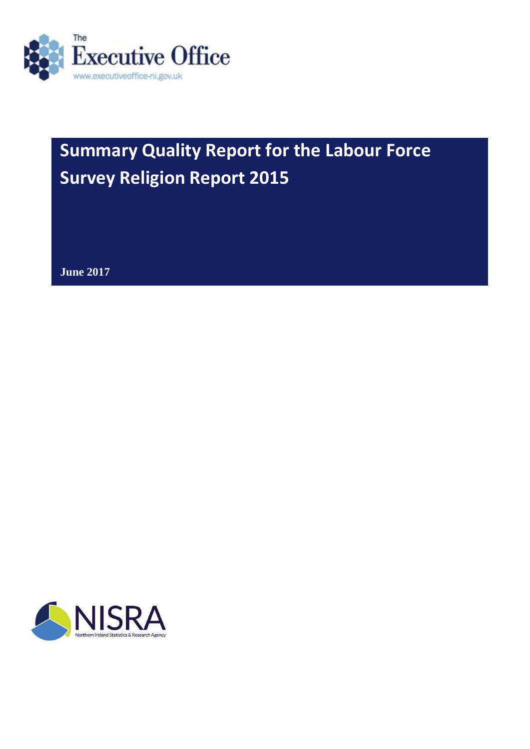The Executive Office

www.executiveoffice-ni.gov.uk

# Summary Quality Report for the Labour Force Survey Religion Report 2015

**June 2017**

NISRA

Northern Ireland Statistics & Research Agency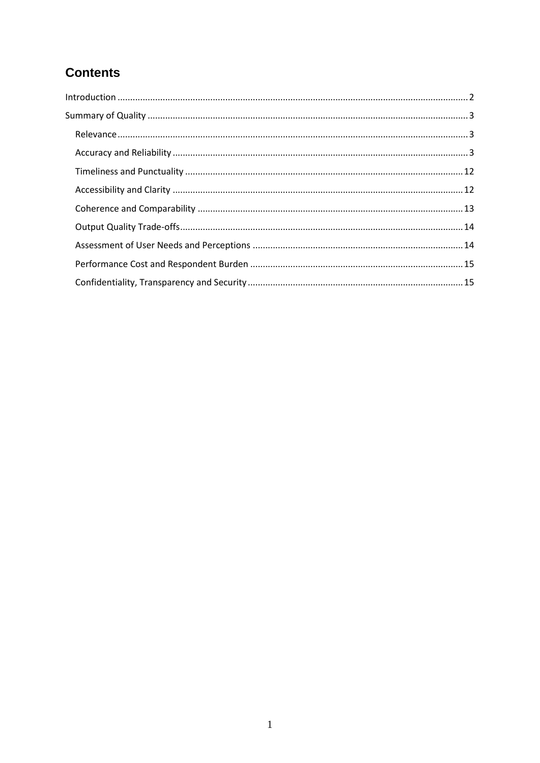# Contents

Introduction ........................................................................................................................................ 2

Summary of Quality ............................................................................................................................ 3

- Relevance ........................................................................................................................................ 3
- Accuracy and Reliability .................................................................................................................. 3
- Timeliness and Punctuality ............................................................................................................ 12
- Accessibility and Clarity ................................................................................................................ 12
- Coherence and Comparability ....................................................................................................... 13
- Output Quality Trade-offs .............................................................................................................. 14
- Assessment of User Needs and Perceptions ................................................................................. 14
- Performance Cost and Respondent Burden .................................................................................. 15
- Confidentiality, Transparency and Security ................................................................................... 15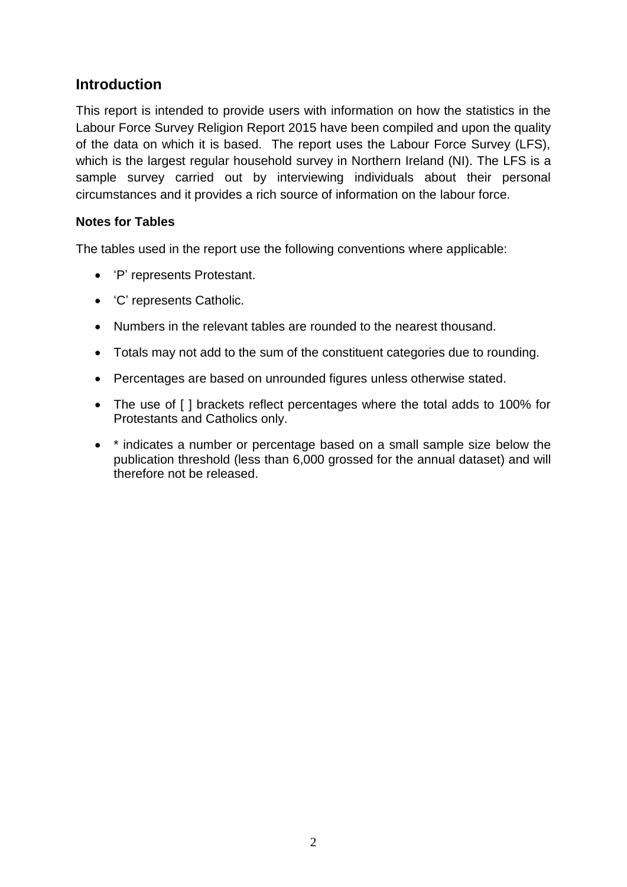## Introduction

This report is intended to provide users with information on how the statistics in the Labour Force Survey Religion Report 2015 have been compiled and upon the quality of the data on which it is based. The report uses the Labour Force Survey (LFS), which is the largest regular household survey in Northern Ireland (NI). The LFS is a sample survey carried out by interviewing individuals about their personal circumstances and it provides a rich source of information on the labour force.

**Notes for Tables**

The tables used in the report use the following conventions where applicable:

- 'P' represents Protestant.
- 'C' represents Catholic.
- Numbers in the relevant tables are rounded to the nearest thousand.
- Totals may not add to the sum of the constituent categories due to rounding.
- Percentages are based on unrounded figures unless otherwise stated.
- The use of [ ] brackets reflect percentages where the total adds to 100% for Protestants and Catholics only.
- * indicates a number or percentage based on a small sample size below the publication threshold (less than 6,000 grossed for the annual dataset) and will therefore not be released.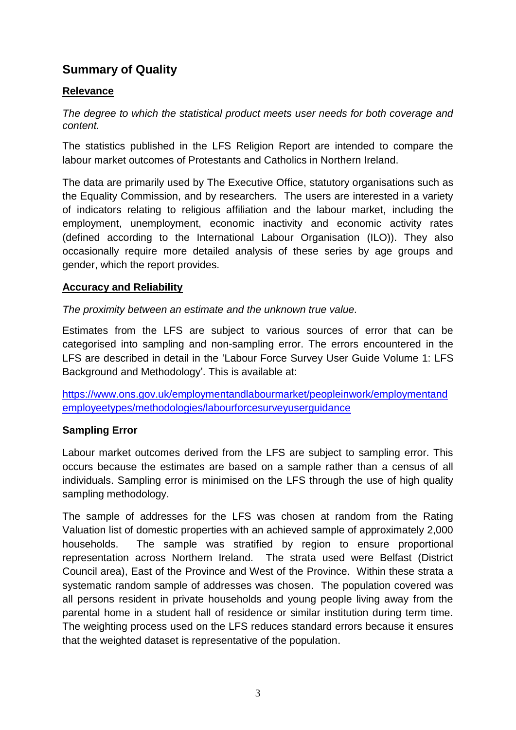## Summary of Quality

### Relevance

*The degree to which the statistical product meets user needs for both coverage and content.*

The statistics published in the LFS Religion Report are intended to compare the labour market outcomes of Protestants and Catholics in Northern Ireland.

The data are primarily used by The Executive Office, statutory organisations such as the Equality Commission, and by researchers. The users are interested in a variety of indicators relating to religious affiliation and the labour market, including the employment, unemployment, economic inactivity and economic activity rates (defined according to the International Labour Organisation (ILO)). They also occasionally require more detailed analysis of these series by age groups and gender, which the report provides.

### Accuracy and Reliability

*The proximity between an estimate and the unknown true value.*

Estimates from the LFS are subject to various sources of error that can be categorised into sampling and non-sampling error. The errors encountered in the LFS are described in detail in the 'Labour Force Survey User Guide Volume 1: LFS Background and Methodology'. This is available at:

https://www.ons.gov.uk/employmentandlabourmarket/peopleinwork/employmentandemployeetypes/methodologies/labourforcesurveyuserguidance

**Sampling Error**

Labour market outcomes derived from the LFS are subject to sampling error. This occurs because the estimates are based on a sample rather than a census of all individuals. Sampling error is minimised on the LFS through the use of high quality sampling methodology.

The sample of addresses for the LFS was chosen at random from the Rating Valuation list of domestic properties with an achieved sample of approximately 2,000 households. The sample was stratified by region to ensure proportional representation across Northern Ireland. The strata used were Belfast (District Council area), East of the Province and West of the Province. Within these strata a systematic random sample of addresses was chosen. The population covered was all persons resident in private households and young people living away from the parental home in a student hall of residence or similar institution during term time. The weighting process used on the LFS reduces standard errors because it ensures that the weighted dataset is representative of the population.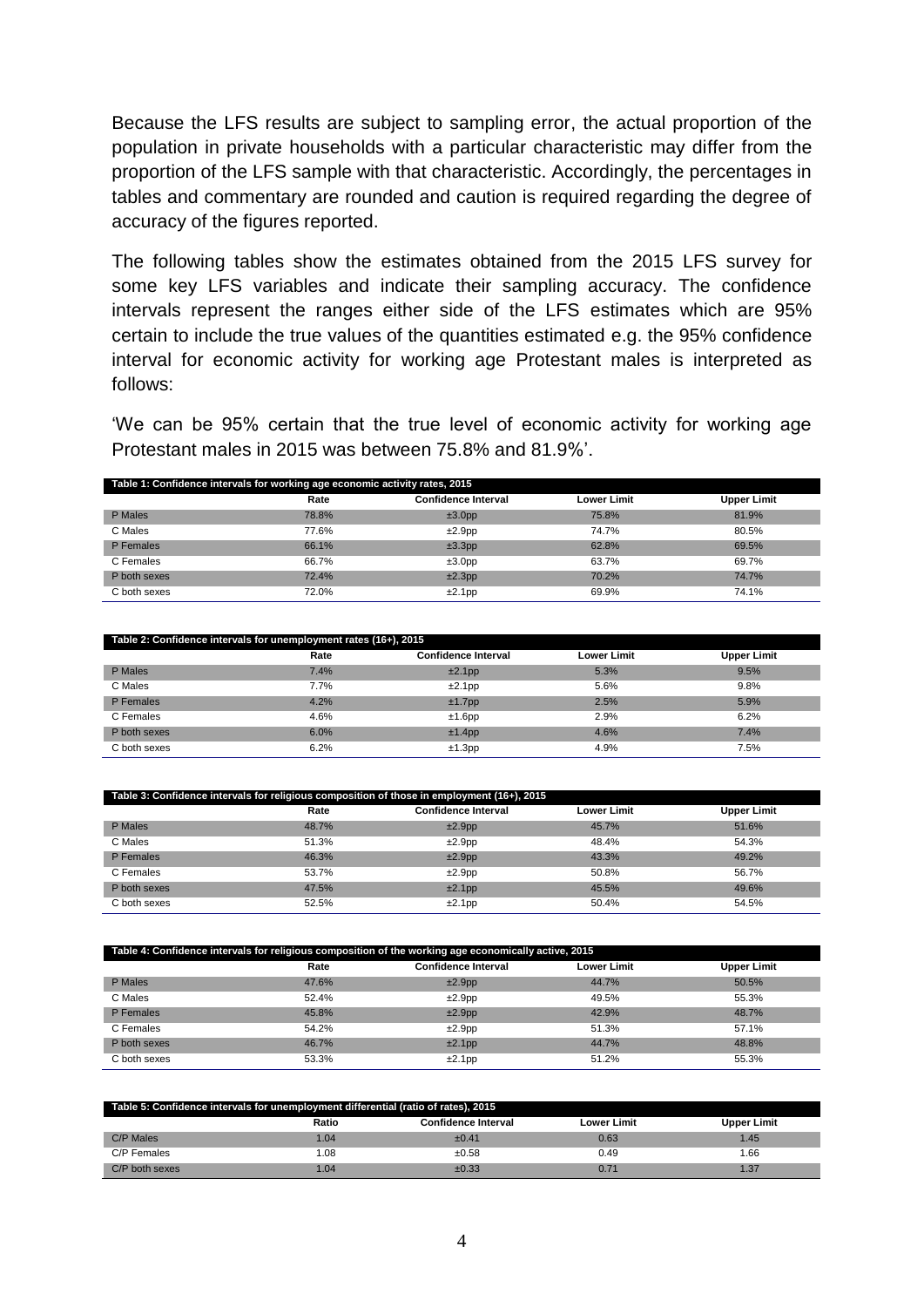Because the LFS results are subject to sampling error, the actual proportion of the population in private households with a particular characteristic may differ from the proportion of the LFS sample with that characteristic. Accordingly, the percentages in tables and commentary are rounded and caution is required regarding the degree of accuracy of the figures reported.

The following tables show the estimates obtained from the 2015 LFS survey for some key LFS variables and indicate their sampling accuracy. The confidence intervals represent the ranges either side of the LFS estimates which are 95% certain to include the true values of the quantities estimated e.g. the 95% confidence interval for economic activity for working age Protestant males is interpreted as follows:

'We can be 95% certain that the true level of economic activity for working age Protestant males in 2015 was between 75.8% and 81.9%'.

**Table 1: Confidence intervals for working age economic activity rates, 2015**

| | Rate | Confidence Interval | Lower Limit | Upper Limit |
|---|---|---|---|---|
| P Males | 78.8% | ±3.0pp | 75.8% | 81.9% |
| C Males | 77.6% | ±2.9pp | 74.7% | 80.5% |
| P Females | 66.1% | ±3.3pp | 62.8% | 69.5% |
| C Females | 66.7% | ±3.0pp | 63.7% | 69.7% |
| P both sexes | 72.4% | ±2.3pp | 70.2% | 74.7% |
| C both sexes | 72.0% | ±2.1pp | 69.9% | 74.1% |

**Table 2: Confidence intervals for unemployment rates (16+), 2015**

| | Rate | Confidence Interval | Lower Limit | Upper Limit |
|---|---|---|---|---|
| P Males | 7.4% | ±2.1pp | 5.3% | 9.5% |
| C Males | 7.7% | ±2.1pp | 5.6% | 9.8% |
| P Females | 4.2% | ±1.7pp | 2.5% | 5.9% |
| C Females | 4.6% | ±1.6pp | 2.9% | 6.2% |
| P both sexes | 6.0% | ±1.4pp | 4.6% | 7.4% |
| C both sexes | 6.2% | ±1.3pp | 4.9% | 7.5% |

**Table 3: Confidence intervals for religious composition of those in employment (16+), 2015**

| | Rate | Confidence Interval | Lower Limit | Upper Limit |
|---|---|---|---|---|
| P Males | 48.7% | ±2.9pp | 45.7% | 51.6% |
| C Males | 51.3% | ±2.9pp | 48.4% | 54.3% |
| P Females | 46.3% | ±2.9pp | 43.3% | 49.2% |
| C Females | 53.7% | ±2.9pp | 50.8% | 56.7% |
| P both sexes | 47.5% | ±2.1pp | 45.5% | 49.6% |
| C both sexes | 52.5% | ±2.1pp | 50.4% | 54.5% |

**Table 4: Confidence intervals for religious composition of the working age economically active, 2015**

| | Rate | Confidence Interval | Lower Limit | Upper Limit |
|---|---|---|---|---|
| P Males | 47.6% | ±2.9pp | 44.7% | 50.5% |
| C Males | 52.4% | ±2.9pp | 49.5% | 55.3% |
| P Females | 45.8% | ±2.9pp | 42.9% | 48.7% |
| C Females | 54.2% | ±2.9pp | 51.3% | 57.1% |
| P both sexes | 46.7% | ±2.1pp | 44.7% | 48.8% |
| C both sexes | 53.3% | ±2.1pp | 51.2% | 55.3% |

**Table 5: Confidence intervals for unemployment differential (ratio of rates), 2015**

| | Ratio | Confidence Interval | Lower Limit | Upper Limit |
|---|---|---|---|---|
| C/P Males | 1.04 | ±0.41 | 0.63 | 1.45 |
| C/P Females | 1.08 | ±0.58 | 0.49 | 1.66 |
| C/P both sexes | 1.04 | ±0.33 | 0.71 | 1.37 |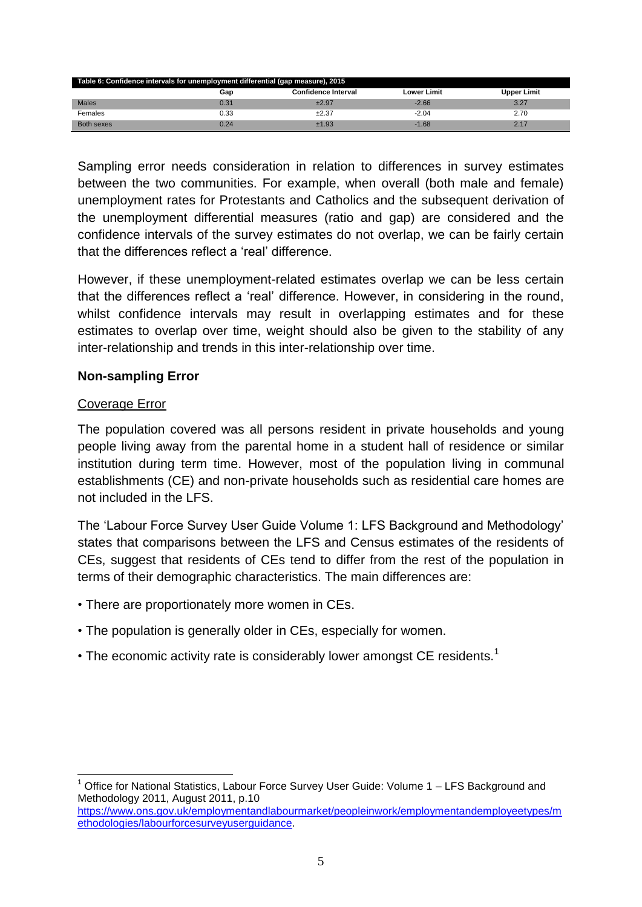**Table 6: Confidence intervals for unemployment differential (gap measure), 2015**

| | Gap | Confidence Interval | Lower Limit | Upper Limit |
|---|---|---|---|---|
| Males | 0.31 | ±2.97 | -2.66 | 3.27 |
| Females | 0.33 | ±2.37 | -2.04 | 2.70 |
| Both sexes | 0.24 | ±1.93 | -1.68 | 2.17 |

Sampling error needs consideration in relation to differences in survey estimates between the two communities. For example, when overall (both male and female) unemployment rates for Protestants and Catholics and the subsequent derivation of the unemployment differential measures (ratio and gap) are considered and the confidence intervals of the survey estimates do not overlap, we can be fairly certain that the differences reflect a 'real' difference.

However, if these unemployment-related estimates overlap we can be less certain that the differences reflect a 'real' difference. However, in considering in the round, whilst confidence intervals may result in overlapping estimates and for these estimates to overlap over time, weight should also be given to the stability of any inter-relationship and trends in this inter-relationship over time.

**Non-sampling Error**

Coverage Error

The population covered was all persons resident in private households and young people living away from the parental home in a student hall of residence or similar institution during term time. However, most of the population living in communal establishments (CE) and non-private households such as residential care homes are not included in the LFS.

The 'Labour Force Survey User Guide Volume 1: LFS Background and Methodology' states that comparisons between the LFS and Census estimates of the residents of CEs, suggest that residents of CEs tend to differ from the rest of the population in terms of their demographic characteristics. The main differences are:

- There are proportionately more women in CEs.
- The population is generally older in CEs, especially for women.
- The economic activity rate is considerably lower amongst CE residents.[1]

[1] Office for National Statistics, Labour Force Survey User Guide: Volume 1 – LFS Background and Methodology 2011, August 2011, p.10 https://www.ons.gov.uk/employmentandlabourmarket/peopleinwork/employmentandemployeetypes/methodologies/labourforcesurveyuserguidance.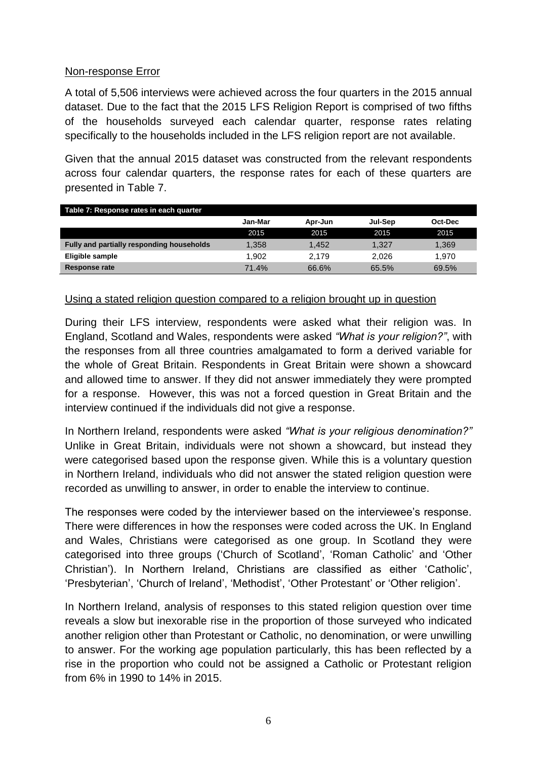## Non-response Error

A total of 5,506 interviews were achieved across the four quarters in the 2015 annual dataset. Due to the fact that the 2015 LFS Religion Report is comprised of two fifths of the households surveyed each calendar quarter, response rates relating specifically to the households included in the LFS religion report are not available.

Given that the annual 2015 dataset was constructed from the relevant respondents across four calendar quarters, the response rates for each of these quarters are presented in Table 7.

**Table 7: Response rates in each quarter**

| | Jan-Mar 2015 | Apr-Jun 2015 | Jul-Sep 2015 | Oct-Dec 2015 |
|---|---|---|---|---|
| **Fully and partially responding households** | 1,358 | 1,452 | 1,327 | 1,369 |
| **Eligible sample** | 1,902 | 2,179 | 2,026 | 1,970 |
| **Response rate** | 71.4% | 66.6% | 65.5% | 69.5% |

## Using a stated religion question compared to a religion brought up in question

During their LFS interview, respondents were asked what their religion was. In England, Scotland and Wales, respondents were asked *"What is your religion?"*, with the responses from all three countries amalgamated to form a derived variable for the whole of Great Britain. Respondents in Great Britain were shown a showcard and allowed time to answer. If they did not answer immediately they were prompted for a response. However, this was not a forced question in Great Britain and the interview continued if the individuals did not give a response.

In Northern Ireland, respondents were asked *"What is your religious denomination?"* Unlike in Great Britain, individuals were not shown a showcard, but instead they were categorised based upon the response given. While this is a voluntary question in Northern Ireland, individuals who did not answer the stated religion question were recorded as unwilling to answer, in order to enable the interview to continue.

The responses were coded by the interviewer based on the interviewee's response. There were differences in how the responses were coded across the UK. In England and Wales, Christians were categorised as one group. In Scotland they were categorised into three groups ('Church of Scotland', 'Roman Catholic' and 'Other Christian'). In Northern Ireland, Christians are classified as either 'Catholic', 'Presbyterian', 'Church of Ireland', 'Methodist', 'Other Protestant' or 'Other religion'.

In Northern Ireland, analysis of responses to this stated religion question over time reveals a slow but inexorable rise in the proportion of those surveyed who indicated another religion other than Protestant or Catholic, no denomination, or were unwilling to answer. For the working age population particularly, this has been reflected by a rise in the proportion who could not be assigned a Catholic or Protestant religion from 6% in 1990 to 14% in 2015.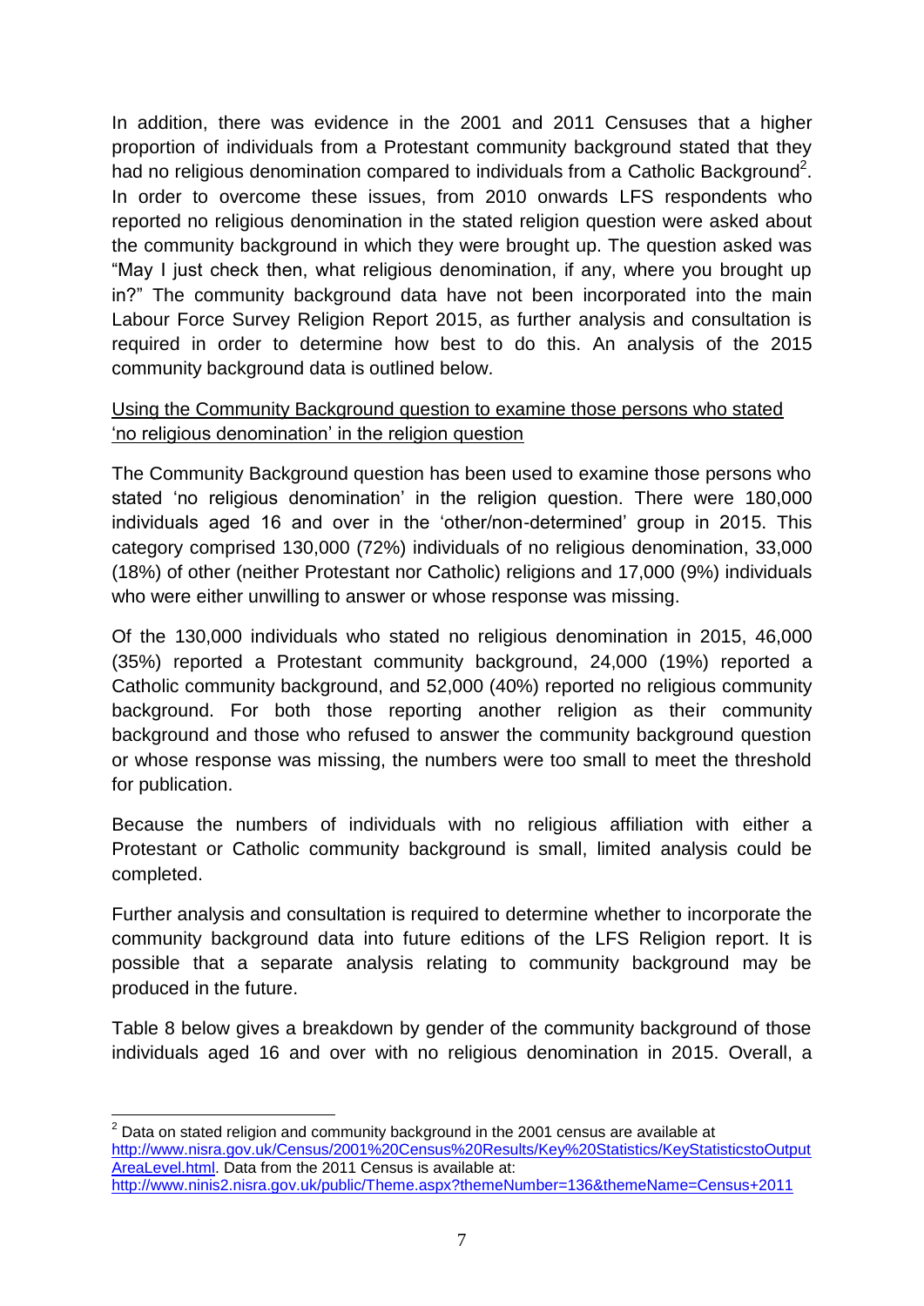In addition, there was evidence in the 2001 and 2011 Censuses that a higher proportion of individuals from a Protestant community background stated that they had no religious denomination compared to individuals from a Catholic Background[2]. In order to overcome these issues, from 2010 onwards LFS respondents who reported no religious denomination in the stated religion question were asked about the community background in which they were brought up. The question asked was "May I just check then, what religious denomination, if any, where you brought up in?" The community background data have not been incorporated into the main Labour Force Survey Religion Report 2015, as further analysis and consultation is required in order to determine how best to do this. An analysis of the 2015 community background data is outlined below.

<u>Using the Community Background question to examine those persons who stated 'no religious denomination' in the religion question</u>

The Community Background question has been used to examine those persons who stated 'no religious denomination' in the religion question. There were 180,000 individuals aged 16 and over in the 'other/non-determined' group in 2015. This category comprised 130,000 (72%) individuals of no religious denomination, 33,000 (18%) of other (neither Protestant nor Catholic) religions and 17,000 (9%) individuals who were either unwilling to answer or whose response was missing.

Of the 130,000 individuals who stated no religious denomination in 2015, 46,000 (35%) reported a Protestant community background, 24,000 (19%) reported a Catholic community background, and 52,000 (40%) reported no religious community background. For both those reporting another religion as their community background and those who refused to answer the community background question or whose response was missing, the numbers were too small to meet the threshold for publication.

Because the numbers of individuals with no religious affiliation with either a Protestant or Catholic community background is small, limited analysis could be completed.

Further analysis and consultation is required to determine whether to incorporate the community background data into future editions of the LFS Religion report. It is possible that a separate analysis relating to community background may be produced in the future.

Table 8 below gives a breakdown by gender of the community background of those individuals aged 16 and over with no religious denomination in 2015. Overall, a

---

[2] Data on stated religion and community background in the 2001 census are available at http://www.nisra.gov.uk/Census/2001%20Census%20Results/Key%20Statistics/KeyStatisticstoOutputAreaLevel.html. Data from the 2011 Census is available at: http://www.ninis2.nisra.gov.uk/public/Theme.aspx?themeNumber=136&themeName=Census+2011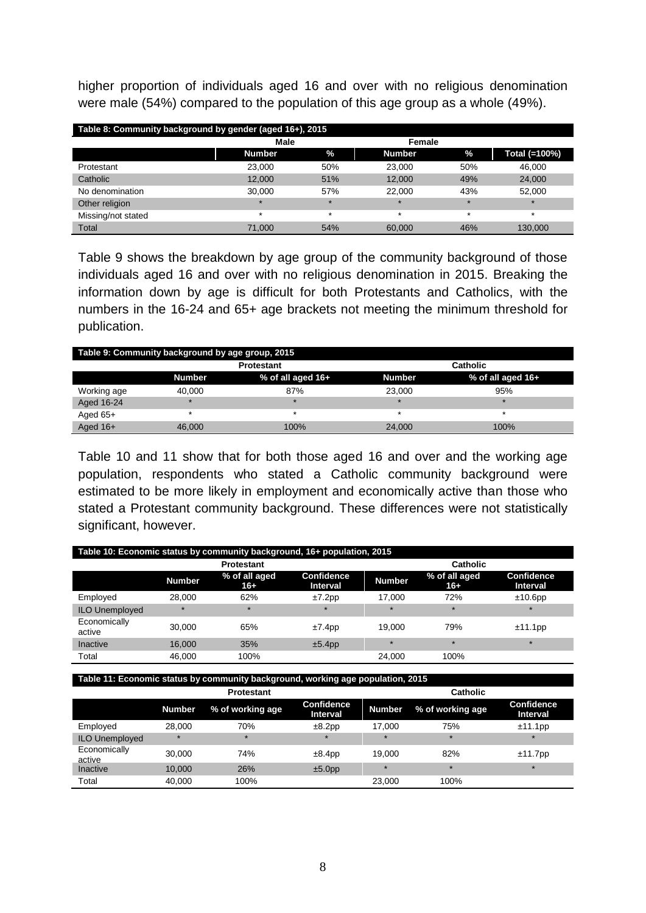higher proportion of individuals aged 16 and over with no religious denomination were male (54%) compared to the population of this age group as a whole (49%).

| Table 8: Community background by gender (aged 16+), 2015 | | | | | |
|---|---|---|---|---|---|
| | Male | | Female | | |
| | Number | % | Number | % | Total (=100%) |
| Protestant | 23,000 | 50% | 23,000 | 50% | 46,000 |
| Catholic | 12,000 | 51% | 12,000 | 49% | 24,000 |
| No denomination | 30,000 | 57% | 22,000 | 43% | 52,000 |
| Other religion | * | * | * | * | * |
| Missing/not stated | * | * | * | * | * |
| Total | 71,000 | 54% | 60,000 | 46% | 130,000 |

Table 9 shows the breakdown by age group of the community background of those individuals aged 16 and over with no religious denomination in 2015. Breaking the information down by age is difficult for both Protestants and Catholics, with the numbers in the 16-24 and 65+ age brackets not meeting the minimum threshold for publication.

| Table 9: Community background by age group, 2015 | | | | |
|---|---|---|---|---|
| | Protestant | | Catholic | |
| | Number | % of all aged 16+ | Number | % of all aged 16+ |
| Working age | 40,000 | 87% | 23,000 | 95% |
| Aged 16-24 | * | * | * | * |
| Aged 65+ | * | * | * | * |
| Aged 16+ | 46,000 | 100% | 24,000 | 100% |

Table 10 and 11 show that for both those aged 16 and over and the working age population, respondents who stated a Catholic community background were estimated to be more likely in employment and economically active than those who stated a Protestant community background. These differences were not statistically significant, however.

| Table 10: Economic status by community background, 16+ population, 2015 | | | | | | |
|---|---|---|---|---|---|---|
| | Protestant | | | Catholic | | |
| | Number | % of all aged 16+ | Confidence Interval | Number | % of all aged 16+ | Confidence Interval |
| Employed | 28,000 | 62% | ±7.2pp | 17,000 | 72% | ±10.6pp |
| ILO Unemployed | * | * | * | * | * | * |
| Economically active | 30,000 | 65% | ±7.4pp | 19,000 | 79% | ±11.1pp |
| Inactive | 16,000 | 35% | ±5.4pp | * | * | * |
| Total | 46,000 | 100% | | 24,000 | 100% | |

| Table 11: Economic status by community background, working age population, 2015 | | | | | | |
|---|---|---|---|---|---|---|
| | Protestant | | | Catholic | | |
| | Number | % of working age | Confidence Interval | Number | % of working age | Confidence Interval |
| Employed | 28,000 | 70% | ±8.2pp | 17,000 | 75% | ±11.1pp |
| ILO Unemployed | * | * | * | * | * | * |
| Economically active | 30,000 | 74% | ±8.4pp | 19,000 | 82% | ±11.7pp |
| Inactive | 10,000 | 26% | ±5.0pp | * | * | * |
| Total | 40,000 | 100% | | 23,000 | 100% | |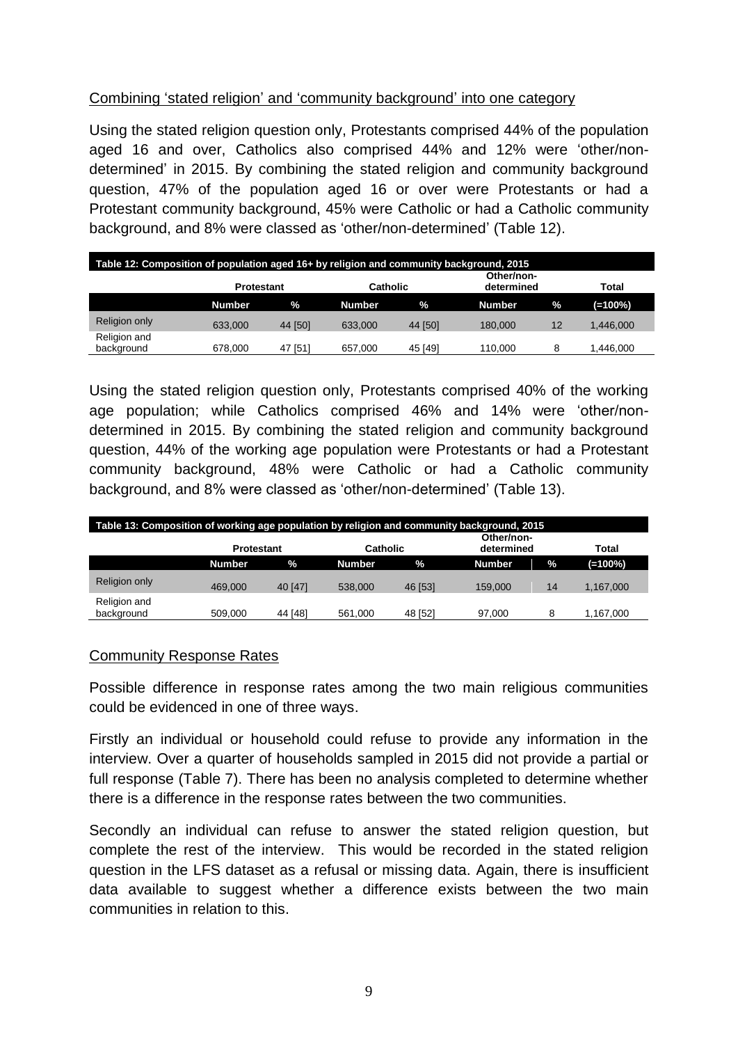Combining 'stated religion' and 'community background' into one category

Using the stated religion question only, Protestants comprised 44% of the population aged 16 and over, Catholics also comprised 44% and 12% were 'other/non-determined' in 2015. By combining the stated religion and community background question, 47% of the population aged 16 or over were Protestants or had a Protestant community background, 45% were Catholic or had a Catholic community background, and 8% were classed as 'other/non-determined' (Table 12).

**Table 12: Composition of population aged 16+ by religion and community background, 2015**

| | Protestant | | Catholic | | Other/non-determined | | Total |
|---|---|---|---|---|---|---|---|
| | Number | % | Number | % | Number | % | (=100%) |
| Religion only | 633,000 | 44 [50] | 633,000 | 44 [50] | 180,000 | 12 | 1,446,000 |
| Religion and background | 678,000 | 47 [51] | 657,000 | 45 [49] | 110,000 | 8 | 1,446,000 |

Using the stated religion question only, Protestants comprised 40% of the working age population; while Catholics comprised 46% and 14% were 'other/non-determined in 2015. By combining the stated religion and community background question, 44% of the working age population were Protestants or had a Protestant community background, 48% were Catholic or had a Catholic community background, and 8% were classed as 'other/non-determined' (Table 13).

**Table 13: Composition of working age population by religion and community background, 2015**

| | Protestant | | Catholic | | Other/non-determined | | Total |
|---|---|---|---|---|---|---|---|
| | Number | % | Number | % | Number | % | (=100%) |
| Religion only | 469,000 | 40 [47] | 538,000 | 46 [53] | 159,000 | 14 | 1,167,000 |
| Religion and background | 509,000 | 44 [48] | 561,000 | 48 [52] | 97,000 | 8 | 1,167,000 |

Community Response Rates

Possible difference in response rates among the two main religious communities could be evidenced in one of three ways.

Firstly an individual or household could refuse to provide any information in the interview. Over a quarter of households sampled in 2015 did not provide a partial or full response (Table 7). There has been no analysis completed to determine whether there is a difference in the response rates between the two communities.

Secondly an individual can refuse to answer the stated religion question, but complete the rest of the interview. This would be recorded in the stated religion question in the LFS dataset as a refusal or missing data. Again, there is insufficient data available to suggest whether a difference exists between the two main communities in relation to this.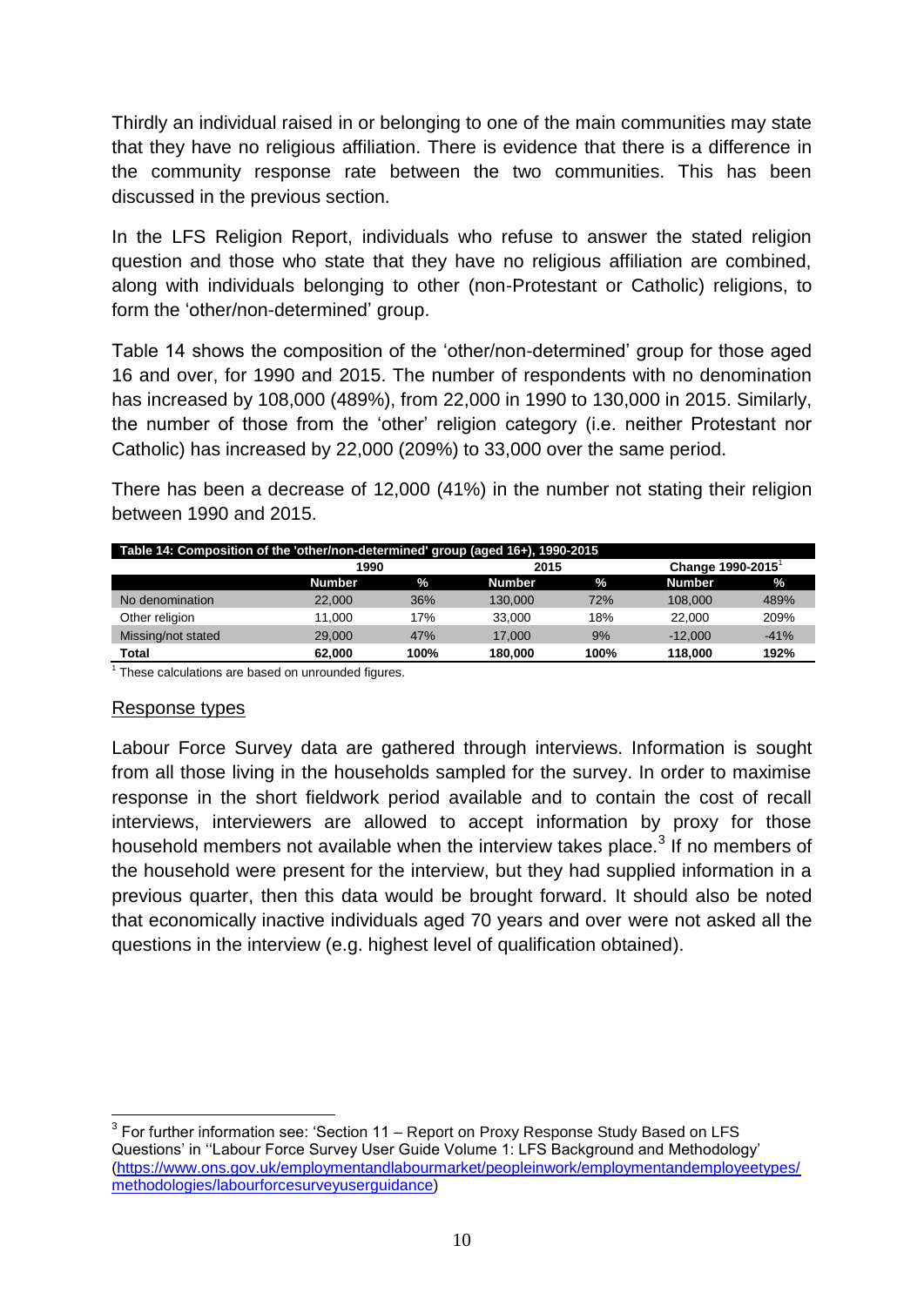Thirdly an individual raised in or belonging to one of the main communities may state that they have no religious affiliation. There is evidence that there is a difference in the community response rate between the two communities. This has been discussed in the previous section.

In the LFS Religion Report, individuals who refuse to answer the stated religion question and those who state that they have no religious affiliation are combined, along with individuals belonging to other (non-Protestant or Catholic) religions, to form the 'other/non-determined' group.

Table 14 shows the composition of the 'other/non-determined' group for those aged 16 and over, for 1990 and 2015. The number of respondents with no denomination has increased by 108,000 (489%), from 22,000 in 1990 to 130,000 in 2015. Similarly, the number of those from the 'other' religion category (i.e. neither Protestant nor Catholic) has increased by 22,000 (209%) to 33,000 over the same period.

There has been a decrease of 12,000 (41%) in the number not stating their religion between 1990 and 2015.

**Table 14: Composition of the 'other/non-determined' group (aged 16+), 1990-2015**

| | 1990 | | 2015 | | Change 1990-2015[1] | |
|---|---|---|---|---|---|---|
| | **Number** | **%** | **Number** | **%** | **Number** | **%** |
| No denomination | 22,000 | 36% | 130,000 | 72% | 108,000 | 489% |
| Other religion | 11,000 | 17% | 33,000 | 18% | 22,000 | 209% |
| Missing/not stated | 29,000 | 47% | 17,000 | 9% | -12,000 | -41% |
| **Total** | **62,000** | **100%** | **180,000** | **100%** | **118,000** | **192%** |

[1] These calculations are based on unrounded figures.

## Response types

Labour Force Survey data are gathered through interviews. Information is sought from all those living in the households sampled for the survey. In order to maximise response in the short fieldwork period available and to contain the cost of recall interviews, interviewers are allowed to accept information by proxy for those household members not available when the interview takes place.[3] If no members of the household were present for the interview, but they had supplied information in a previous quarter, then this data would be brought forward. It should also be noted that economically inactive individuals aged 70 years and over were not asked all the questions in the interview (e.g. highest level of qualification obtained).

[3] For further information see: 'Section 11 – Report on Proxy Response Study Based on LFS Questions' in ''Labour Force Survey User Guide Volume 1: LFS Background and Methodology' (https://www.ons.gov.uk/employmentandlabourmarket/peopleinwork/employmentandemployeetypes/methodologies/labourforcesurveyuserguidance)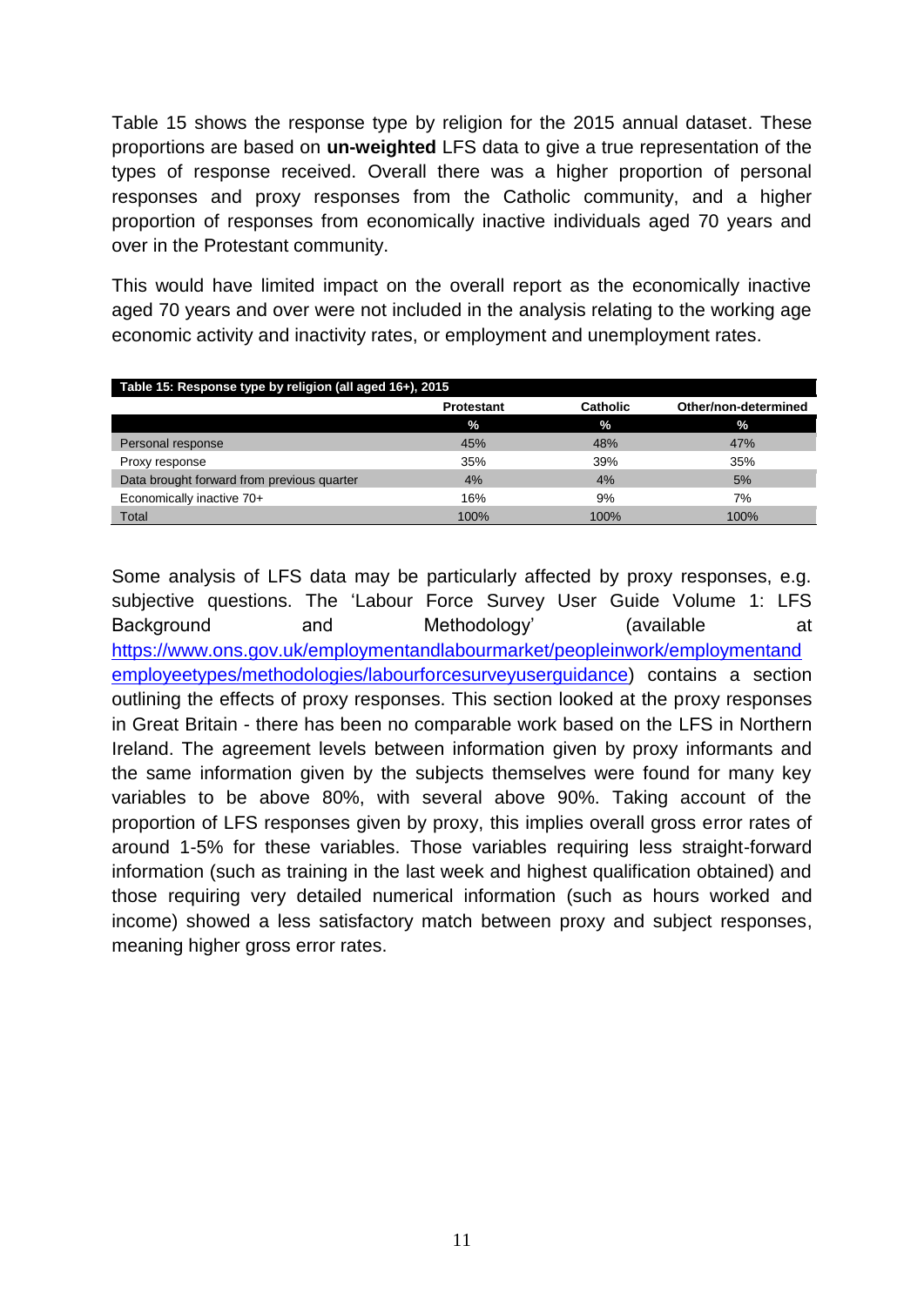Table 15 shows the response type by religion for the 2015 annual dataset. These proportions are based on **un-weighted** LFS data to give a true representation of the types of response received. Overall there was a higher proportion of personal responses and proxy responses from the Catholic community, and a higher proportion of responses from economically inactive individuals aged 70 years and over in the Protestant community.

This would have limited impact on the overall report as the economically inactive aged 70 years and over were not included in the analysis relating to the working age economic activity and inactivity rates, or employment and unemployment rates.

**Table 15: Response type by religion (all aged 16+), 2015**

| | Protestant | Catholic | Other/non-determined |
|---|---|---|---|
| | % | % | % |
| Personal response | 45% | 48% | 47% |
| Proxy response | 35% | 39% | 35% |
| Data brought forward from previous quarter | 4% | 4% | 5% |
| Economically inactive 70+ | 16% | 9% | 7% |
| Total | 100% | 100% | 100% |

Some analysis of LFS data may be particularly affected by proxy responses, e.g. subjective questions. The 'Labour Force Survey User Guide Volume 1: LFS Background and Methodology' (available at https://www.ons.gov.uk/employmentandlabourmarket/peopleinwork/employmentandemployeetypes/methodologies/labourforcesurveyuserguidance) contains a section outlining the effects of proxy responses. This section looked at the proxy responses in Great Britain - there has been no comparable work based on the LFS in Northern Ireland. The agreement levels between information given by proxy informants and the same information given by the subjects themselves were found for many key variables to be above 80%, with several above 90%. Taking account of the proportion of LFS responses given by proxy, this implies overall gross error rates of around 1-5% for these variables. Those variables requiring less straight-forward information (such as training in the last week and highest qualification obtained) and those requiring very detailed numerical information (such as hours worked and income) showed a less satisfactory match between proxy and subject responses, meaning higher gross error rates.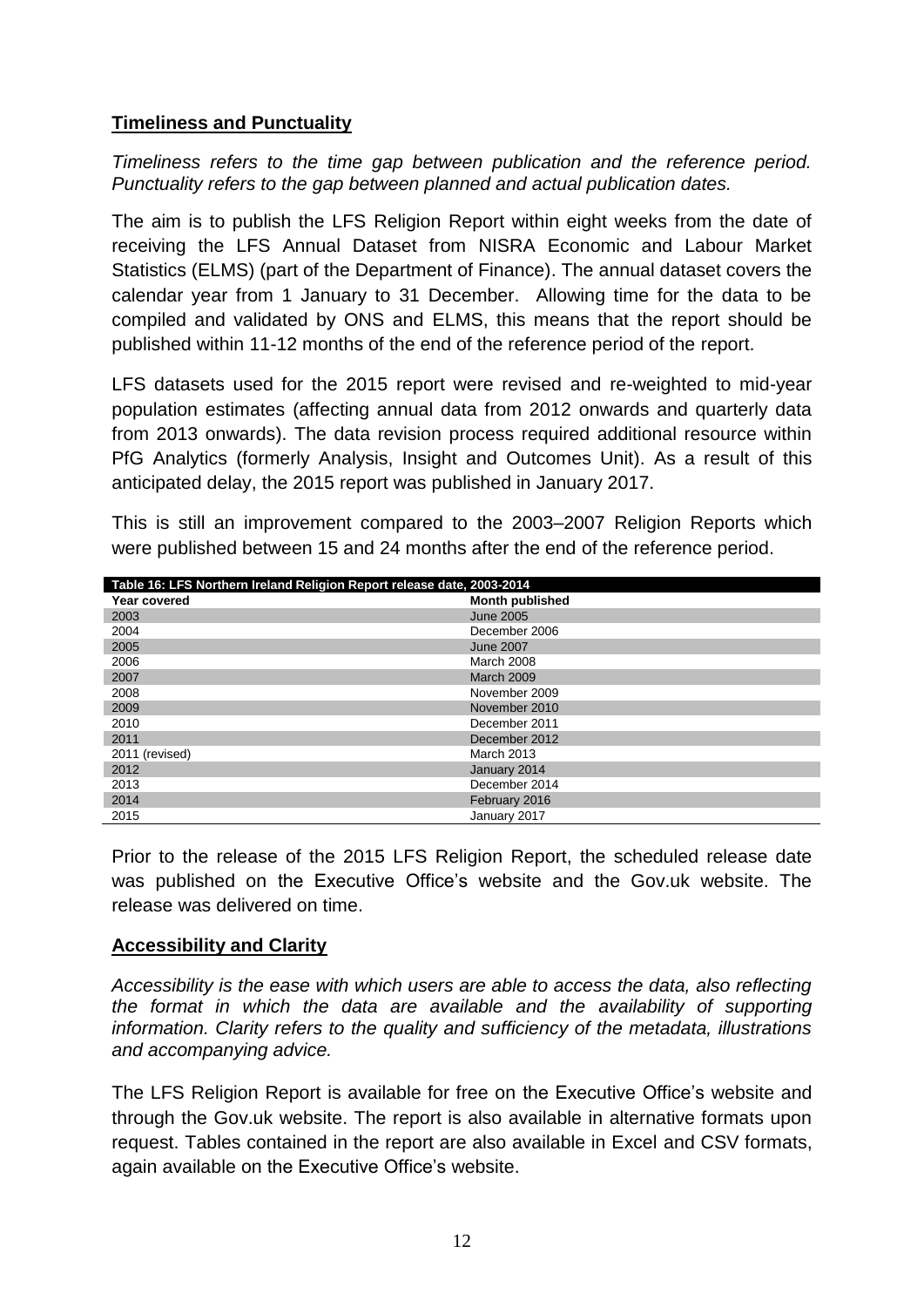## Timeliness and Punctuality

*Timeliness refers to the time gap between publication and the reference period. Punctuality refers to the gap between planned and actual publication dates.*

The aim is to publish the LFS Religion Report within eight weeks from the date of receiving the LFS Annual Dataset from NISRA Economic and Labour Market Statistics (ELMS) (part of the Department of Finance). The annual dataset covers the calendar year from 1 January to 31 December. Allowing time for the data to be compiled and validated by ONS and ELMS, this means that the report should be published within 11-12 months of the end of the reference period of the report.

LFS datasets used for the 2015 report were revised and re-weighted to mid-year population estimates (affecting annual data from 2012 onwards and quarterly data from 2013 onwards). The data revision process required additional resource within PfG Analytics (formerly Analysis, Insight and Outcomes Unit). As a result of this anticipated delay, the 2015 report was published in January 2017.

This is still an improvement compared to the 2003–2007 Religion Reports which were published between 15 and 24 months after the end of the reference period.

**Table 16: LFS Northern Ireland Religion Report release date, 2003-2014**

| Year covered | Month published |
|---|---|
| 2003 | June 2005 |
| 2004 | December 2006 |
| 2005 | June 2007 |
| 2006 | March 2008 |
| 2007 | March 2009 |
| 2008 | November 2009 |
| 2009 | November 2010 |
| 2010 | December 2011 |
| 2011 | December 2012 |
| 2011 (revised) | March 2013 |
| 2012 | January 2014 |
| 2013 | December 2014 |
| 2014 | February 2016 |
| 2015 | January 2017 |

Prior to the release of the 2015 LFS Religion Report, the scheduled release date was published on the Executive Office's website and the Gov.uk website. The release was delivered on time.

## Accessibility and Clarity

*Accessibility is the ease with which users are able to access the data, also reflecting the format in which the data are available and the availability of supporting information. Clarity refers to the quality and sufficiency of the metadata, illustrations and accompanying advice.*

The LFS Religion Report is available for free on the Executive Office's website and through the Gov.uk website. The report is also available in alternative formats upon request. Tables contained in the report are also available in Excel and CSV formats, again available on the Executive Office's website.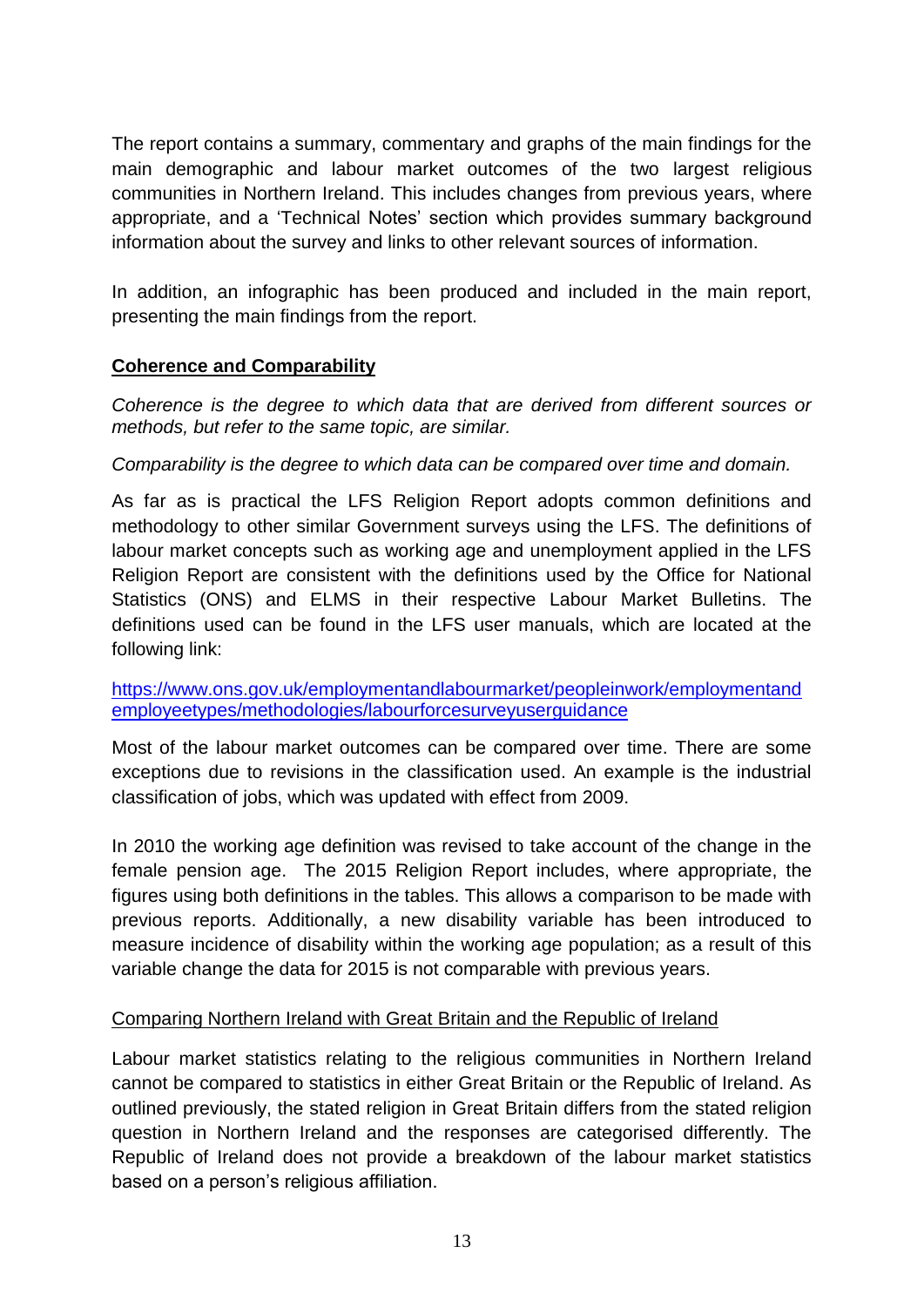The report contains a summary, commentary and graphs of the main findings for the main demographic and labour market outcomes of the two largest religious communities in Northern Ireland. This includes changes from previous years, where appropriate, and a 'Technical Notes' section which provides summary background information about the survey and links to other relevant sources of information.

In addition, an infographic has been produced and included in the main report, presenting the main findings from the report.

**Coherence and Comparability**

*Coherence is the degree to which data that are derived from different sources or methods, but refer to the same topic, are similar.*

*Comparability is the degree to which data can be compared over time and domain.*

As far as is practical the LFS Religion Report adopts common definitions and methodology to other similar Government surveys using the LFS. The definitions of labour market concepts such as working age and unemployment applied in the LFS Religion Report are consistent with the definitions used by the Office for National Statistics (ONS) and ELMS in their respective Labour Market Bulletins. The definitions used can be found in the LFS user manuals, which are located at the following link:

https://www.ons.gov.uk/employmentandlabourmarket/peopleinwork/employmentandemployeetypes/methodologies/labourforcesurveyuserguidance

Most of the labour market outcomes can be compared over time. There are some exceptions due to revisions in the classification used. An example is the industrial classification of jobs, which was updated with effect from 2009.

In 2010 the working age definition was revised to take account of the change in the female pension age. The 2015 Religion Report includes, where appropriate, the figures using both definitions in the tables. This allows a comparison to be made with previous reports. Additionally, a new disability variable has been introduced to measure incidence of disability within the working age population; as a result of this variable change the data for 2015 is not comparable with previous years.

Comparing Northern Ireland with Great Britain and the Republic of Ireland

Labour market statistics relating to the religious communities in Northern Ireland cannot be compared to statistics in either Great Britain or the Republic of Ireland. As outlined previously, the stated religion in Great Britain differs from the stated religion question in Northern Ireland and the responses are categorised differently. The Republic of Ireland does not provide a breakdown of the labour market statistics based on a person's religious affiliation.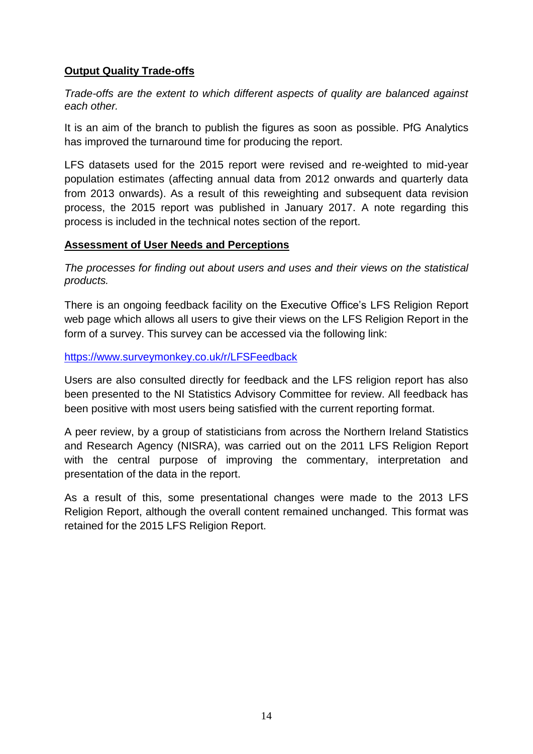**Output Quality Trade-offs**

*Trade-offs are the extent to which different aspects of quality are balanced against each other.*

It is an aim of the branch to publish the figures as soon as possible. PfG Analytics has improved the turnaround time for producing the report.

LFS datasets used for the 2015 report were revised and re-weighted to mid-year population estimates (affecting annual data from 2012 onwards and quarterly data from 2013 onwards). As a result of this reweighting and subsequent data revision process, the 2015 report was published in January 2017. A note regarding this process is included in the technical notes section of the report.

**Assessment of User Needs and Perceptions**

*The processes for finding out about users and uses and their views on the statistical products.*

There is an ongoing feedback facility on the Executive Office's LFS Religion Report web page which allows all users to give their views on the LFS Religion Report in the form of a survey. This survey can be accessed via the following link:

https://www.surveymonkey.co.uk/r/LFSFeedback

Users are also consulted directly for feedback and the LFS religion report has also been presented to the NI Statistics Advisory Committee for review. All feedback has been positive with most users being satisfied with the current reporting format.

A peer review, by a group of statisticians from across the Northern Ireland Statistics and Research Agency (NISRA), was carried out on the 2011 LFS Religion Report with the central purpose of improving the commentary, interpretation and presentation of the data in the report.

As a result of this, some presentational changes were made to the 2013 LFS Religion Report, although the overall content remained unchanged. This format was retained for the 2015 LFS Religion Report.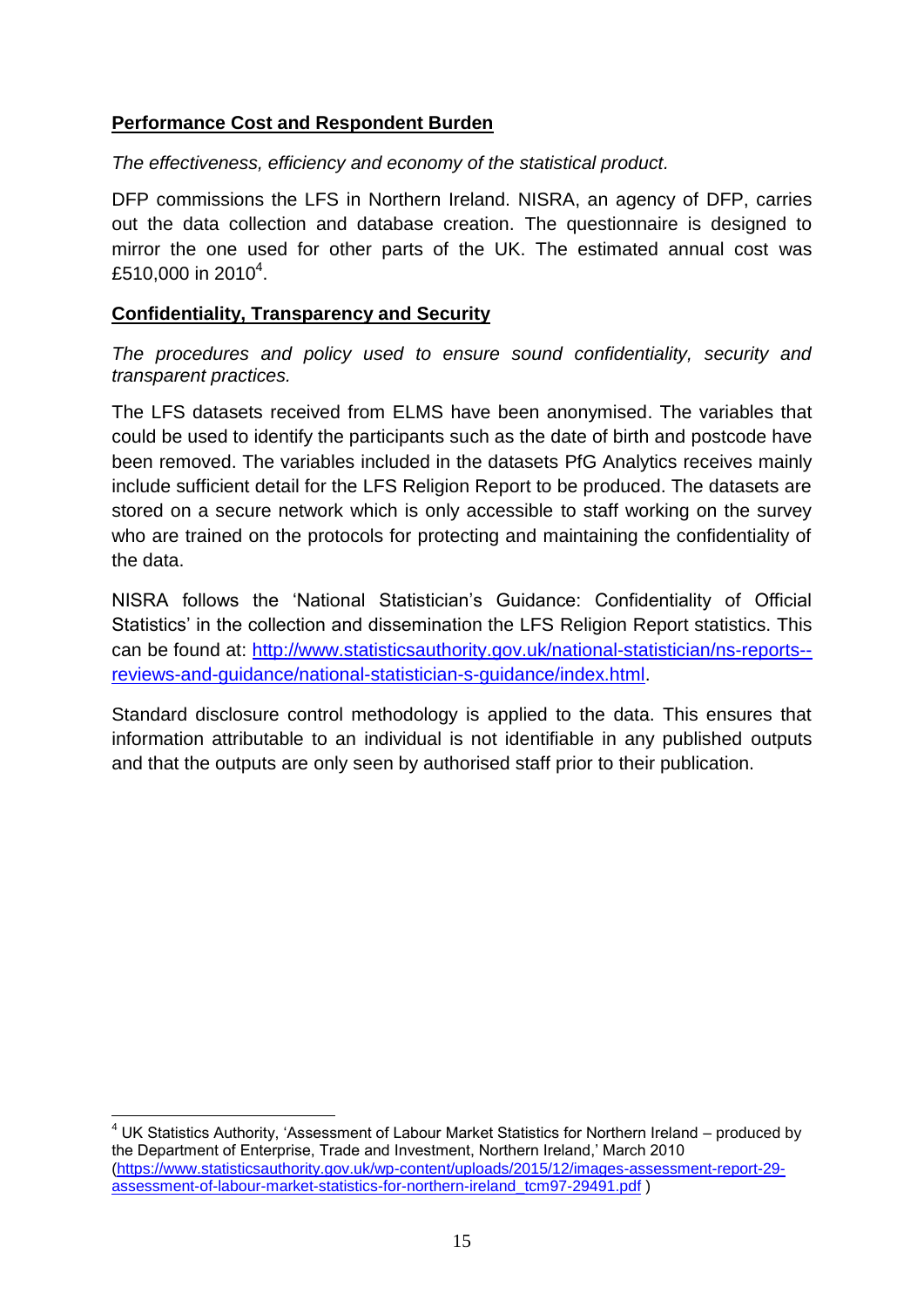**Performance Cost and Respondent Burden**

*The effectiveness, efficiency and economy of the statistical product.*

DFP commissions the LFS in Northern Ireland. NISRA, an agency of DFP, carries out the data collection and database creation. The questionnaire is designed to mirror the one used for other parts of the UK. The estimated annual cost was £510,000 in 2010[4].

**Confidentiality, Transparency and Security**

*The procedures and policy used to ensure sound confidentiality, security and transparent practices.*

The LFS datasets received from ELMS have been anonymised. The variables that could be used to identify the participants such as the date of birth and postcode have been removed. The variables included in the datasets PfG Analytics receives mainly include sufficient detail for the LFS Religion Report to be produced. The datasets are stored on a secure network which is only accessible to staff working on the survey who are trained on the protocols for protecting and maintaining the confidentiality of the data.

NISRA follows the 'National Statistician's Guidance: Confidentiality of Official Statistics' in the collection and dissemination the LFS Religion Report statistics. This can be found at: http://www.statisticsauthority.gov.uk/national-statistician/ns-reports--reviews-and-guidance/national-statistician-s-guidance/index.html.

Standard disclosure control methodology is applied to the data. This ensures that information attributable to an individual is not identifiable in any published outputs and that the outputs are only seen by authorised staff prior to their publication.

---

[4] UK Statistics Authority, 'Assessment of Labour Market Statistics for Northern Ireland – produced by the Department of Enterprise, Trade and Investment, Northern Ireland,' March 2010 (https://www.statisticsauthority.gov.uk/wp-content/uploads/2015/12/images-assessment-report-29-assessment-of-labour-market-statistics-for-northern-ireland_tcm97-29491.pdf )